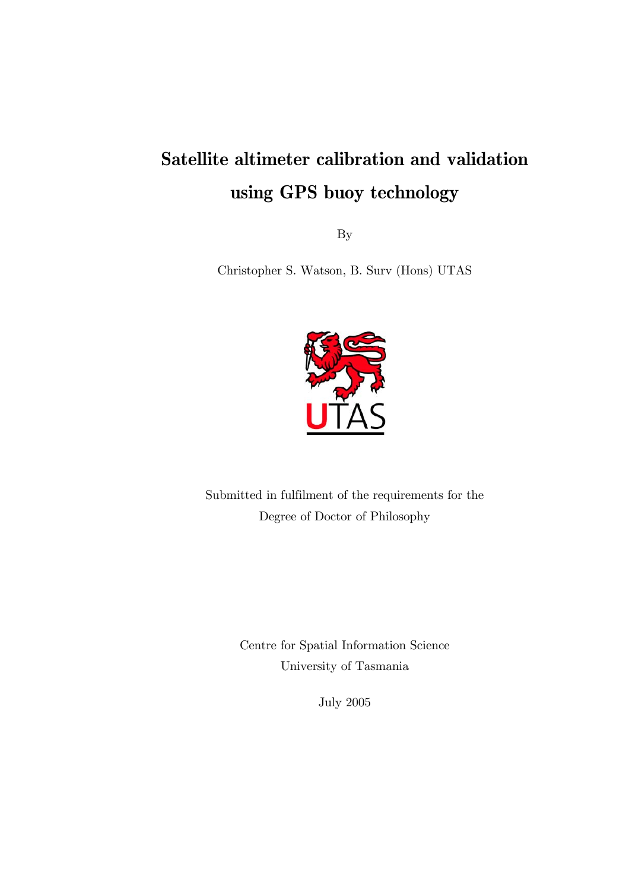# Satellite altimeter calibration and validation using GPS buoy technology

By

Christopher S. Watson, B. Surv (Hons) UTAS

UTAS

Submitted in fulfilment of the requirements for the
Degree of Doctor of Philosophy

Centre for Spatial Information Science
University of Tasmania

July 2005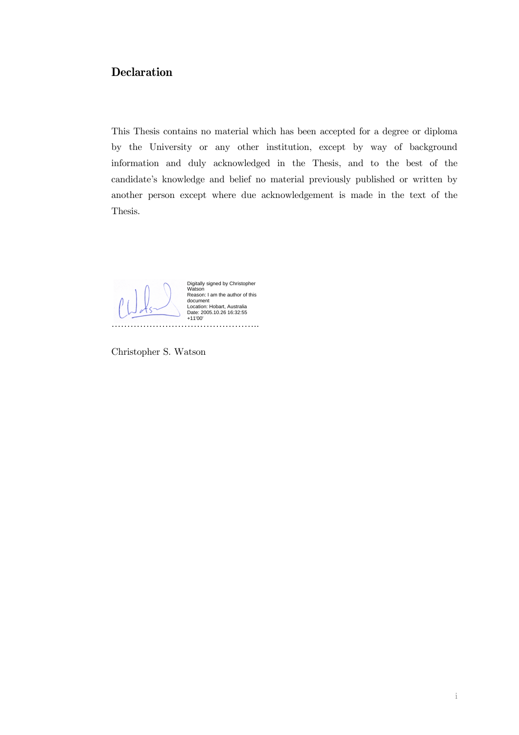## Declaration

This Thesis contains no material which has been accepted for a degree or diploma by the University or any other institution, except by way of background information and duly acknowledged in the Thesis, and to the best of the candidate's knowledge and belief no material previously published or written by another person except where due acknowledgement is made in the text of the Thesis.

Digitally signed by Christopher Watson
Reason: I am the author of this document
Location: Hobart, Australia
Date: 2005.10.26 16:32:55 +11'00'

…………………………………………..

Christopher S. Watson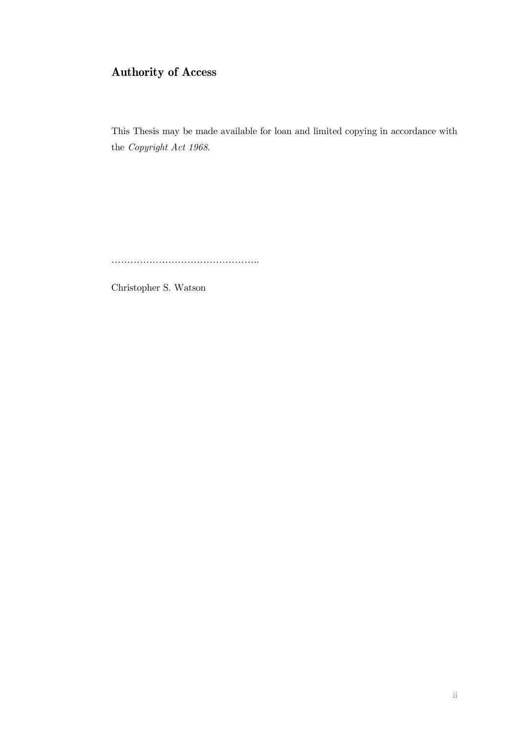## Authority of Access

This Thesis may be made available for loan and limited copying in accordance with the *Copyright Act 1968*.

………………………………………..

Christopher S. Watson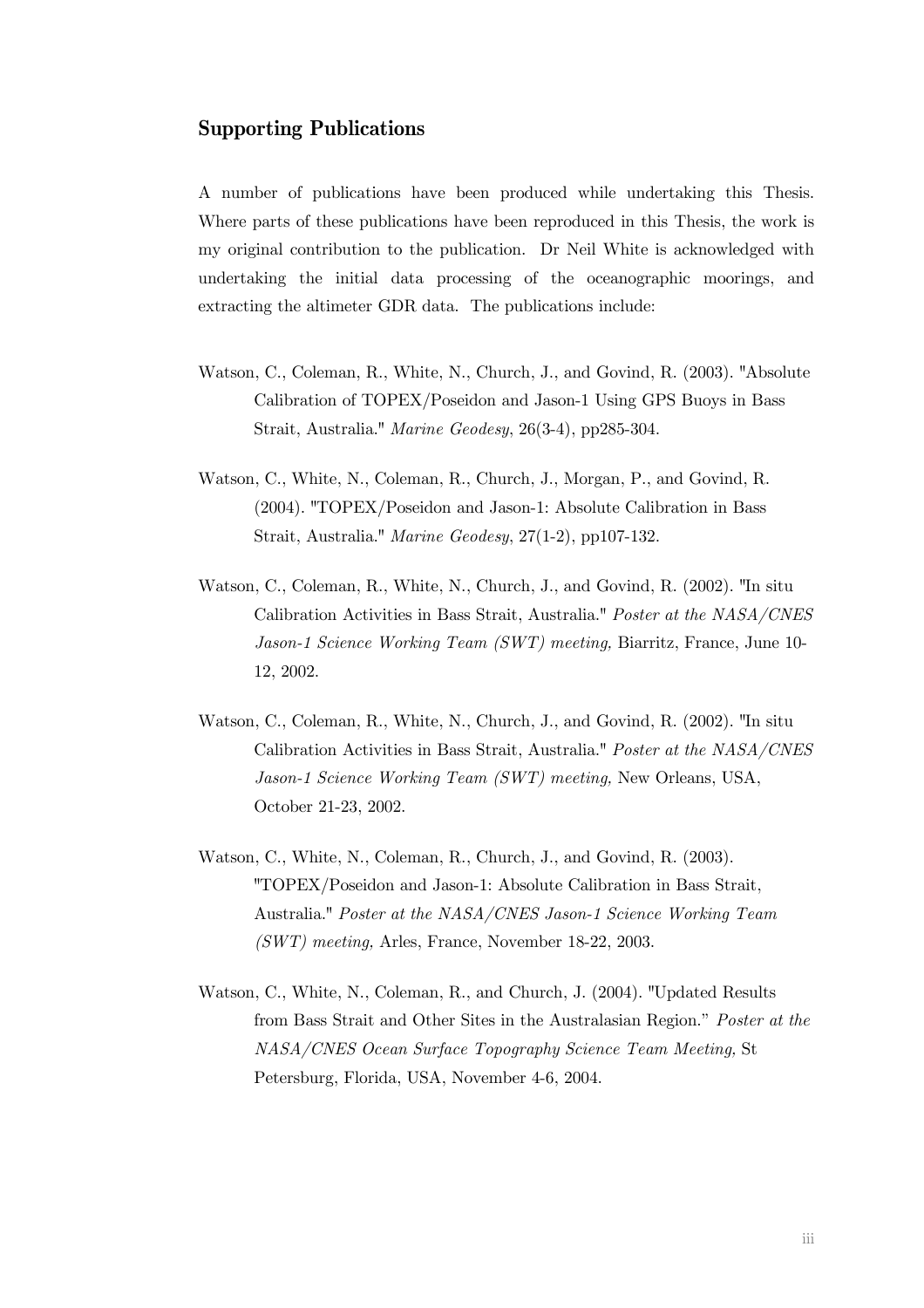## Supporting Publications

A number of publications have been produced while undertaking this Thesis. Where parts of these publications have been reproduced in this Thesis, the work is my original contribution to the publication. Dr Neil White is acknowledged with undertaking the initial data processing of the oceanographic moorings, and extracting the altimeter GDR data. The publications include:

Watson, C., Coleman, R., White, N., Church, J., and Govind, R. (2003). "Absolute Calibration of TOPEX/Poseidon and Jason-1 Using GPS Buoys in Bass Strait, Australia." *Marine Geodesy*, 26(3-4), pp285-304.

Watson, C., White, N., Coleman, R., Church, J., Morgan, P., and Govind, R. (2004). "TOPEX/Poseidon and Jason-1: Absolute Calibration in Bass Strait, Australia." *Marine Geodesy*, 27(1-2), pp107-132.

Watson, C., Coleman, R., White, N., Church, J., and Govind, R. (2002). "In situ Calibration Activities in Bass Strait, Australia." *Poster at the NASA/CNES Jason-1 Science Working Team (SWT) meeting,* Biarritz, France, June 10-12, 2002.

Watson, C., Coleman, R., White, N., Church, J., and Govind, R. (2002). "In situ Calibration Activities in Bass Strait, Australia." *Poster at the NASA/CNES Jason-1 Science Working Team (SWT) meeting,* New Orleans, USA, October 21-23, 2002.

Watson, C., White, N., Coleman, R., Church, J., and Govind, R. (2003). "TOPEX/Poseidon and Jason-1: Absolute Calibration in Bass Strait, Australia." *Poster at the NASA/CNES Jason-1 Science Working Team (SWT) meeting,* Arles, France, November 18-22, 2003.

Watson, C., White, N., Coleman, R., and Church, J. (2004). "Updated Results from Bass Strait and Other Sites in the Australasian Region." *Poster at the NASA/CNES Ocean Surface Topography Science Team Meeting,* St Petersburg, Florida, USA, November 4-6, 2004.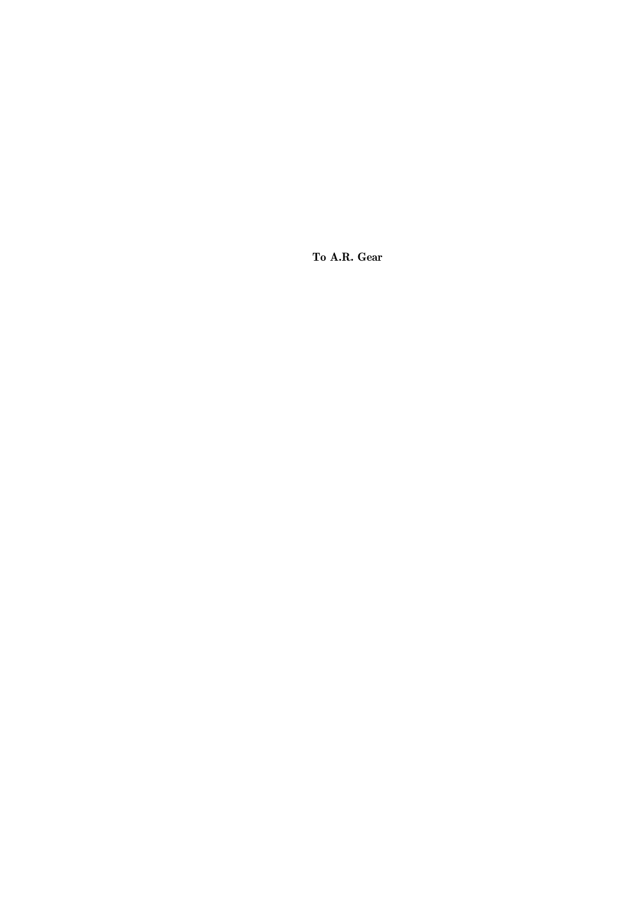**To A.R. Gear**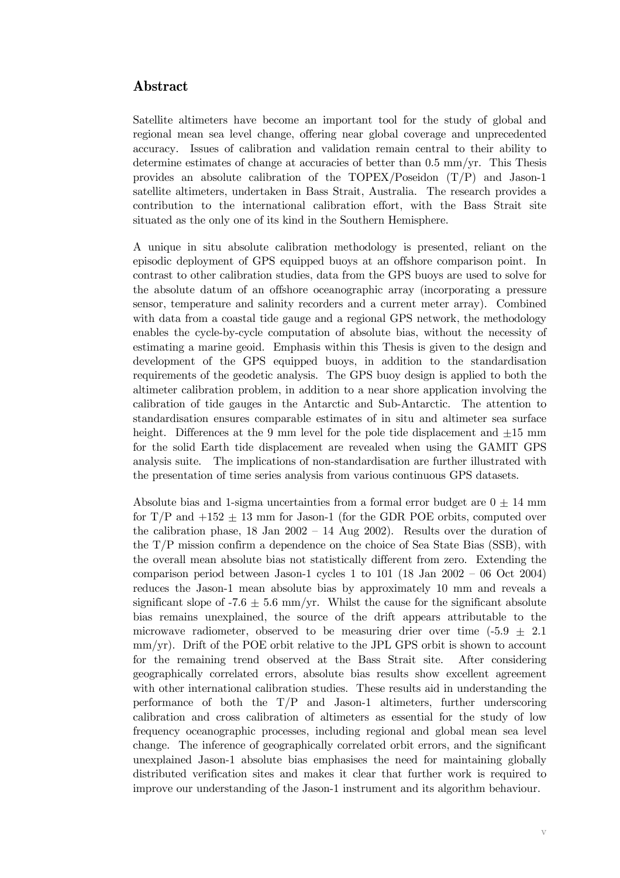## Abstract

Satellite altimeters have become an important tool for the study of global and regional mean sea level change, offering near global coverage and unprecedented accuracy. Issues of calibration and validation remain central to their ability to determine estimates of change at accuracies of better than 0.5 mm/yr. This Thesis provides an absolute calibration of the TOPEX/Poseidon (T/P) and Jason-1 satellite altimeters, undertaken in Bass Strait, Australia. The research provides a contribution to the international calibration effort, with the Bass Strait site situated as the only one of its kind in the Southern Hemisphere.

A unique in situ absolute calibration methodology is presented, reliant on the episodic deployment of GPS equipped buoys at an offshore comparison point. In contrast to other calibration studies, data from the GPS buoys are used to solve for the absolute datum of an offshore oceanographic array (incorporating a pressure sensor, temperature and salinity recorders and a current meter array). Combined with data from a coastal tide gauge and a regional GPS network, the methodology enables the cycle-by-cycle computation of absolute bias, without the necessity of estimating a marine geoid. Emphasis within this Thesis is given to the design and development of the GPS equipped buoys, in addition to the standardisation requirements of the geodetic analysis. The GPS buoy design is applied to both the altimeter calibration problem, in addition to a near shore application involving the calibration of tide gauges in the Antarctic and Sub-Antarctic. The attention to standardisation ensures comparable estimates of in situ and altimeter sea surface height. Differences at the 9 mm level for the pole tide displacement and $\pm$15 mm for the solid Earth tide displacement are revealed when using the GAMIT GPS analysis suite. The implications of non-standardisation are further illustrated with the presentation of time series analysis from various continuous GPS datasets.

Absolute bias and 1-sigma uncertainties from a formal error budget are $0 \pm 14$ mm for T/P and $+152 \pm 13$ mm for Jason-1 (for the GDR POE orbits, computed over the calibration phase, 18 Jan 2002 – 14 Aug 2002). Results over the duration of the T/P mission confirm a dependence on the choice of Sea State Bias (SSB), with the overall mean absolute bias not statistically different from zero. Extending the comparison period between Jason-1 cycles 1 to 101 (18 Jan 2002 – 06 Oct 2004) reduces the Jason-1 mean absolute bias by approximately 10 mm and reveals a significant slope of $-7.6 \pm 5.6$ mm/yr. Whilst the cause for the significant absolute bias remains unexplained, the source of the drift appears attributable to the microwave radiometer, observed to be measuring drier over time ($-5.9 \pm 2.1$ mm/yr). Drift of the POE orbit relative to the JPL GPS orbit is shown to account for the remaining trend observed at the Bass Strait site. After considering geographically correlated errors, absolute bias results show excellent agreement with other international calibration studies. These results aid in understanding the performance of both the T/P and Jason-1 altimeters, further underscoring calibration and cross calibration of altimeters as essential for the study of low frequency oceanographic processes, including regional and global mean sea level change. The inference of geographically correlated orbit errors, and the significant unexplained Jason-1 absolute bias emphasises the need for maintaining globally distributed verification sites and makes it clear that further work is required to improve our understanding of the Jason-1 instrument and its algorithm behaviour.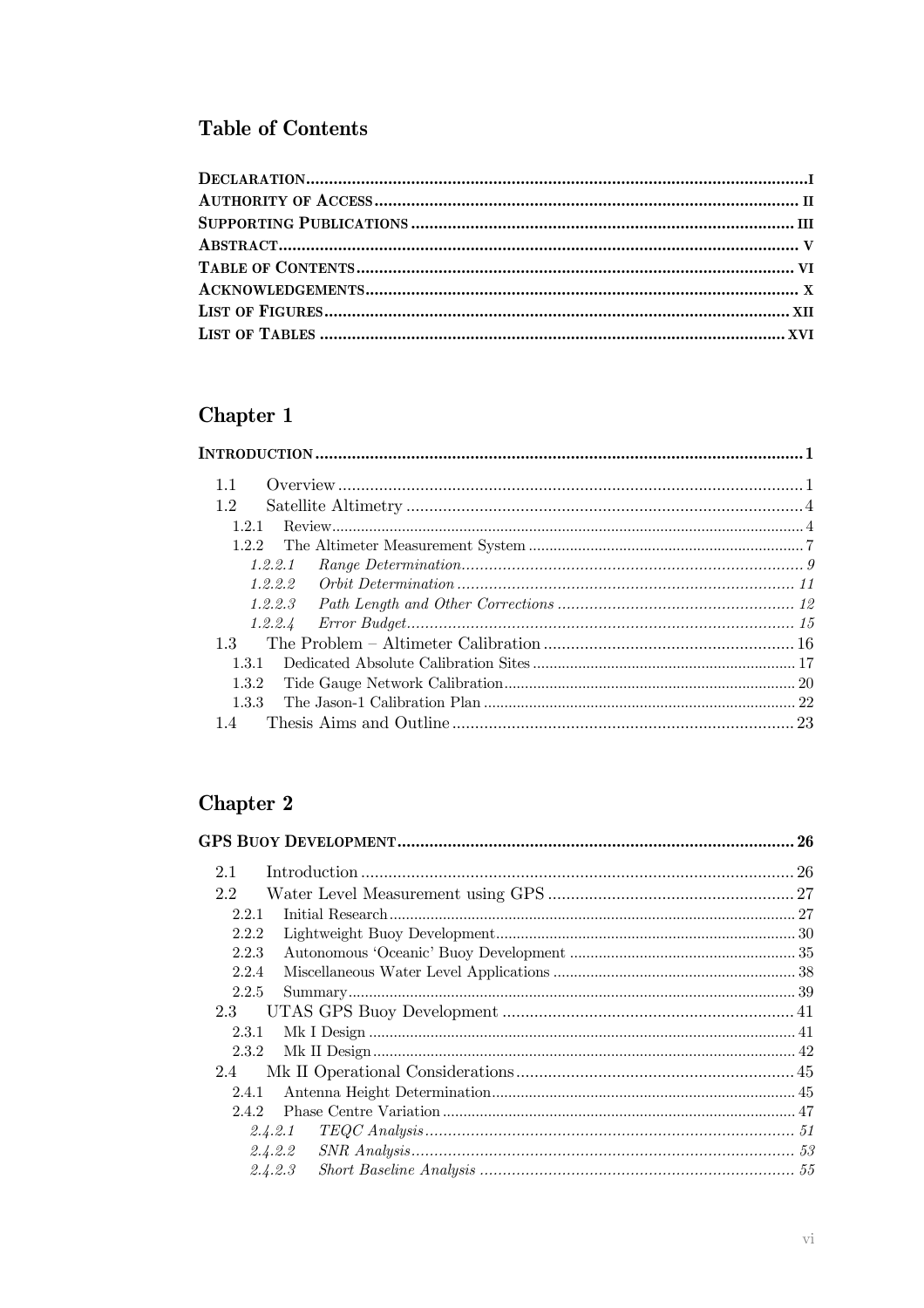# Table of Contents

**DECLARATION** ........ I
**AUTHORITY OF ACCESS** ........ II
**SUPPORTING PUBLICATIONS** ........ III
**ABSTRACT** ........ V
**TABLE OF CONTENTS** ........ VI
**ACKNOWLEDGEMENTS** ........ X
**LIST OF FIGURES** ........ XII
**LIST OF TABLES** ........ XVI

## Chapter 1

**INTRODUCTION** ........ 1

- 1.1 Overview ........ 1
- 1.2 Satellite Altimetry ........ 4
  - 1.2.1 Review ........ 4
  - 1.2.2 The Altimeter Measurement System ........ 7
    - *1.2.2.1 Range Determination* ........ *9*
    - *1.2.2.2 Orbit Determination* ........ *11*
    - *1.2.2.3 Path Length and Other Corrections* ........ *12*
    - *1.2.2.4 Error Budget* ........ *15*
- 1.3 The Problem – Altimeter Calibration ........ 16
  - 1.3.1 Dedicated Absolute Calibration Sites ........ 17
  - 1.3.2 Tide Gauge Network Calibration ........ 20
  - 1.3.3 The Jason-1 Calibration Plan ........ 22
- 1.4 Thesis Aims and Outline ........ 23

## Chapter 2

**GPS BUOY DEVELOPMENT** ........ 26

- 2.1 Introduction ........ 26
- 2.2 Water Level Measurement using GPS ........ 27
  - 2.2.1 Initial Research ........ 27
  - 2.2.2 Lightweight Buoy Development ........ 30
  - 2.2.3 Autonomous 'Oceanic' Buoy Development ........ 35
  - 2.2.4 Miscellaneous Water Level Applications ........ 38
  - 2.2.5 Summary ........ 39
- 2.3 UTAS GPS Buoy Development ........ 41
  - 2.3.1 Mk I Design ........ 41
  - 2.3.2 Mk II Design ........ 42
- 2.4 Mk II Operational Considerations ........ 45
  - 2.4.1 Antenna Height Determination ........ 45
  - 2.4.2 Phase Centre Variation ........ 47
    - *2.4.2.1 TEQC Analysis* ........ *51*
    - *2.4.2.2 SNR Analysis* ........ *53*
    - *2.4.2.3 Short Baseline Analysis* ........ *55*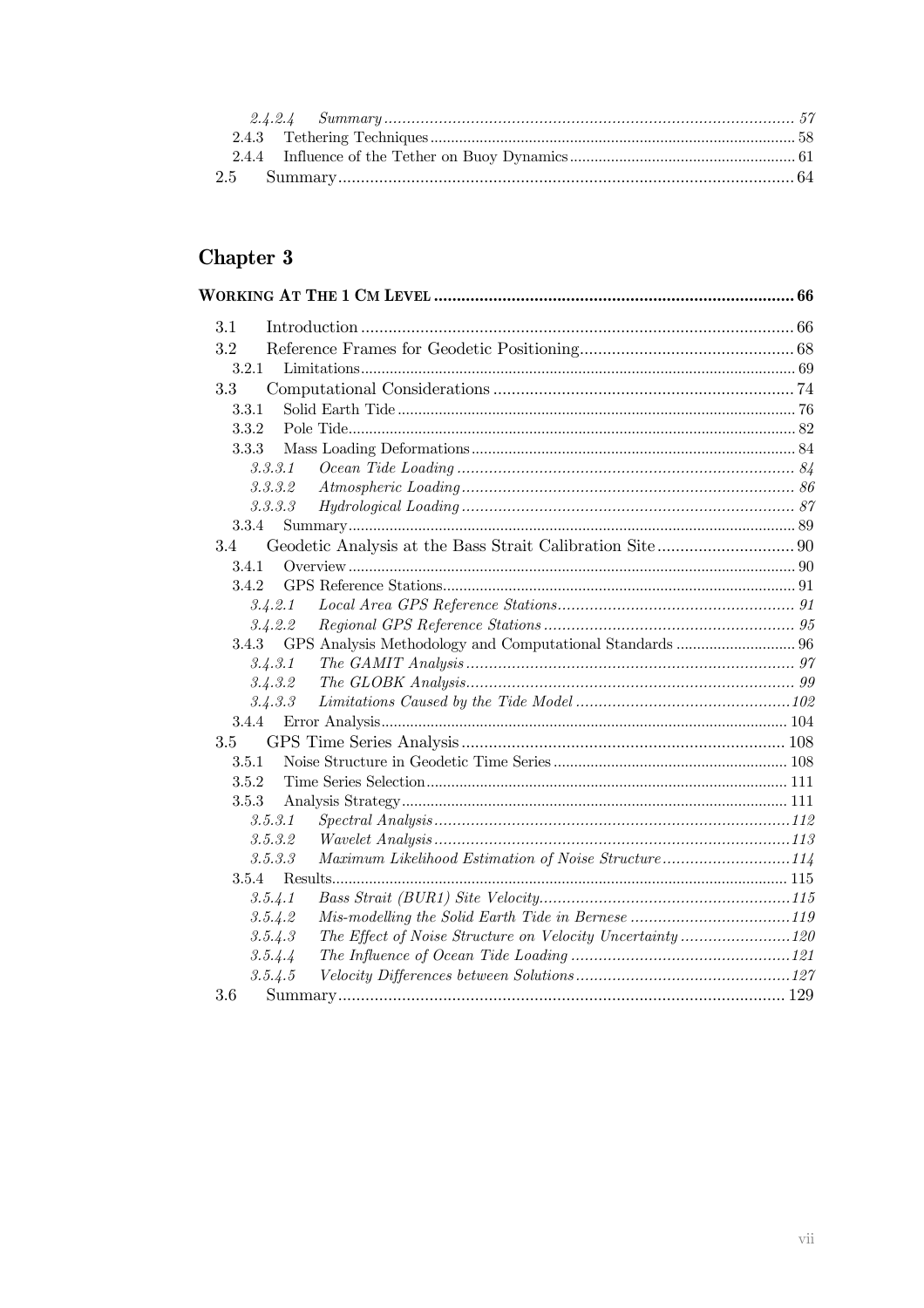*2.4.2.4 Summary* ........................................................................................ *57*
2.4.3 Tethering Techniques ........................................................................................ 58
2.4.4 Influence of the Tether on Buoy Dynamics ........................................................ 61
2.5 Summary ........................................................................................ 64

## Chapter 3

**WORKING AT THE 1 CM LEVEL** ........................................................................................ **66**

3.1 Introduction ........................................................................................ 66
3.2 Reference Frames for Geodetic Positioning ........................................................ 68
3.2.1 Limitations ........................................................................................ 69
3.3 Computational Considerations ........................................................................................ 74
3.3.1 Solid Earth Tide ........................................................................................ 76
3.3.2 Pole Tide ........................................................................................ 82
3.3.3 Mass Loading Deformations ........................................................................................ 84
*3.3.3.1 Ocean Tide Loading* ........................................................................................ *84*
*3.3.3.2 Atmospheric Loading* ........................................................................................ *86*
*3.3.3.3 Hydrological Loading* ........................................................................................ *87*
3.3.4 Summary ........................................................................................ 89
3.4 Geodetic Analysis at the Bass Strait Calibration Site ........................................................ 90
3.4.1 Overview ........................................................................................ 90
3.4.2 GPS Reference Stations ........................................................................................ 91
*3.4.2.1 Local Area GPS Reference Stations* ........................................................................................ *91*
*3.4.2.2 Regional GPS Reference Stations* ........................................................................................ *95*
3.4.3 GPS Analysis Methodology and Computational Standards ........................................................ 96
*3.4.3.1 The GAMIT Analysis* ........................................................................................ *97*
*3.4.3.2 The GLOBK Analysis* ........................................................................................ *99*
*3.4.3.3 Limitations Caused by the Tide Model* ........................................................................................ *102*
3.4.4 Error Analysis ........................................................................................ 104
3.5 GPS Time Series Analysis ........................................................................................ 108
3.5.1 Noise Structure in Geodetic Time Series ........................................................................................ 108
3.5.2 Time Series Selection ........................................................................................ 111
3.5.3 Analysis Strategy ........................................................................................ 111
*3.5.3.1 Spectral Analysis* ........................................................................................ *112*
*3.5.3.2 Wavelet Analysis* ........................................................................................ *113*
*3.5.3.3 Maximum Likelihood Estimation of Noise Structure* ........................................................................................ *114*
3.5.4 Results ........................................................................................ 115
*3.5.4.1 Bass Strait (BUR1) Site Velocity* ........................................................................................ *115*
*3.5.4.2 Mis-modelling the Solid Earth Tide in Bernese* ........................................................................................ *119*
*3.5.4.3 The Effect of Noise Structure on Velocity Uncertainty* ........................................................................................ *120*
*3.5.4.4 The Influence of Ocean Tide Loading* ........................................................................................ *121*
*3.5.4.5 Velocity Differences between Solutions* ........................................................................................ *127*
3.6 Summary ........................................................................................ 129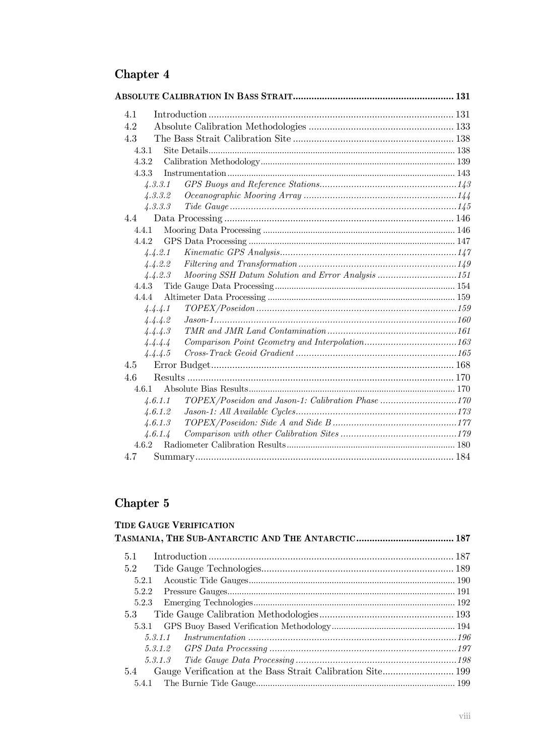## Chapter 4

**ABSOLUTE CALIBRATION IN BASS STRAIT** ............................................................. 131

4.1 Introduction ............................................................................................ 131
4.2 Absolute Calibration Methodologies ........................................................ 133
4.3 The Bass Strait Calibration Site ............................................................. 138
4.3.1 Site Details ....................................................................................... 138
4.3.2 Calibration Methodology ................................................................... 139
4.3.3 Instrumentation ................................................................................ 143
*4.3.3.1 GPS Buoys and Reference Stations* .................................................... *143*
*4.3.3.2 Oceanographic Mooring Array* .......................................................... *144*
*4.3.3.3 Tide Gauge* ...................................................................................... *145*
4.4 Data Processing ....................................................................................... 146
4.4.1 Mooring Data Processing ................................................................... 146
4.4.2 GPS Data Processing ......................................................................... 147
*4.4.2.1 Kinematic GPS Analysis* .................................................................... *147*
*4.4.2.2 Filtering and Transformation* ............................................................ *149*
*4.4.2.3 Mooring SSH Datum Solution and Error Analysis* .............................. *151*
4.4.3 Tide Gauge Data Processing .............................................................. 154
4.4.4 Altimeter Data Processing ................................................................. 159
*4.4.4.1 TOPEX/Poseidon* .............................................................................. *159*
*4.4.4.2 Jason-1* ............................................................................................ *160*
*4.4.4.3 TMR and JMR Land Contamination* ................................................. *161*
*4.4.4.4 Comparison Point Geometry and Interpolation* ................................... *163*
*4.4.4.5 Cross-Track Geoid Gradient* ............................................................. *165*
4.5 Error Budget ........................................................................................... 168
4.6 Results .................................................................................................... 170
4.6.1 Absolute Bias Results ........................................................................ 170
*4.6.1.1 TOPEX/Poseidon and Jason-1: Calibration Phase* ............................. *170*
*4.6.1.2 Jason-1: All Available Cycles* ............................................................. *173*
*4.6.1.3 TOPEX/Poseidon: Side A and Side B* ................................................ *177*
*4.6.1.4 Comparison with other Calibration Sites* ............................................ *179*
4.6.2 Radiometer Calibration Results ......................................................... 180
4.7 Summary .................................................................................................. 184

## Chapter 5

**TIDE GAUGE VERIFICATION**
**TASMANIA, THE SUB-ANTARCTIC AND THE ANTARCTIC** ..................................... 187

5.1 Introduction ............................................................................................ 187
5.2 Tide Gauge Technologies ......................................................................... 189
5.2.1 Acoustic Tide Gauges ........................................................................ 190
5.2.2 Pressure Gauges ................................................................................ 191
5.2.3 Emerging Technologies ...................................................................... 192
5.3 Tide Gauge Calibration Methodologies ..................................................... 193
5.3.1 GPS Buoy Based Verification Methodology ......................................... 194
*5.3.1.1 Instrumentation* ................................................................................ *196*
*5.3.1.2 GPS Data Processing* ........................................................................ *197*
*5.3.1.3 Tide Gauge Data Processing* .............................................................. *198*
5.4 Gauge Verification at the Bass Strait Calibration Site ........................... 199
5.4.1 The Burnie Tide Gauge ...................................................................... 199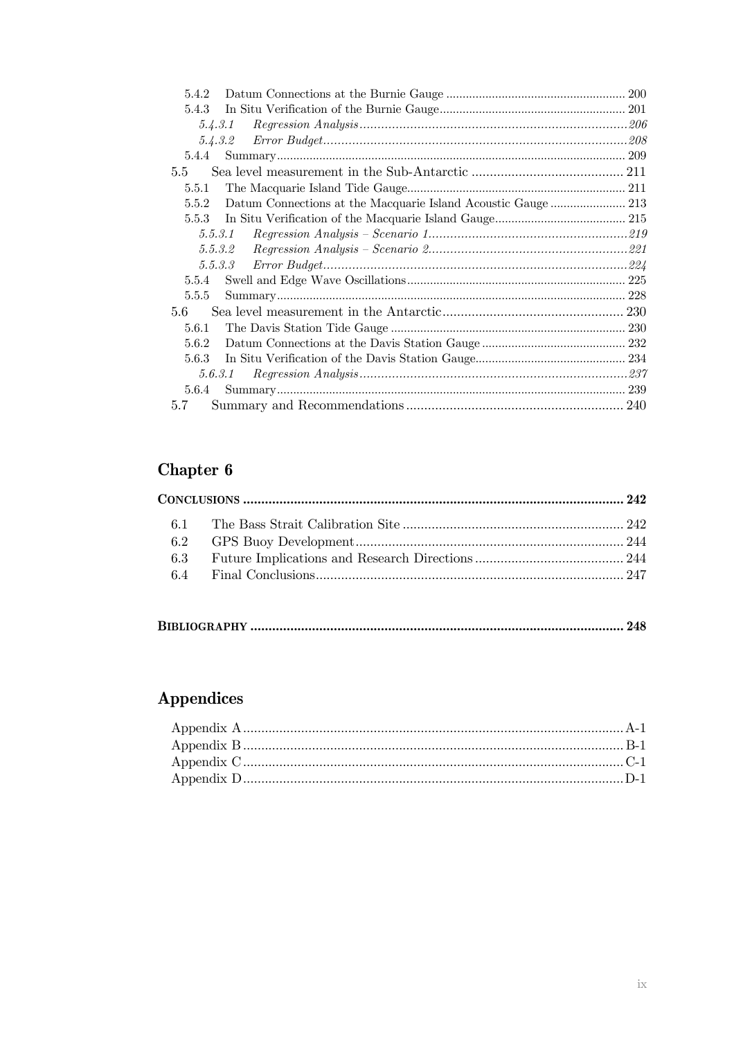5.4.2 Datum Connections at the Burnie Gauge ........................................................ 200
5.4.3 In Situ Verification of the Burnie Gauge........................................................ 201
*5.4.3.1 Regression Analysis........................................................................206*
*5.4.3.2 Error Budget...................................................................................208*
5.4.4 Summary........................................................................................................ 209
5.5 Sea level measurement in the Sub-Antarctic ........................................ 211
5.5.1 The Macquarie Island Tide Gauge................................................................. 211
5.5.2 Datum Connections at the Macquarie Island Acoustic Gauge ...................... 213
5.5.3 In Situ Verification of the Macquarie Island Gauge....................................... 215
*5.5.3.1 Regression Analysis – Scenario 1.....................................................219*
*5.5.3.2 Regression Analysis – Scenario 2.....................................................221*
*5.5.3.3 Error Budget...................................................................................224*
5.5.4 Swell and Edge Wave Oscillations................................................................. 225
5.5.5 Summary........................................................................................................ 228
5.6 Sea level measurement in the Antarctic................................................. 230
5.6.1 The Davis Station Tide Gauge ...................................................................... 230
5.6.2 Datum Connections at the Davis Station Gauge ........................................... 232
5.6.3 In Situ Verification of the Davis Station Gauge............................................. 234
*5.6.3.1 Regression Analysis........................................................................237*
5.6.4 Summary........................................................................................................ 239
5.7 Summary and Recommendations ........................................................... 240

## Chapter 6

**CONCLUSIONS ........................................................................................................ 242**

6.1 The Bass Strait Calibration Site ........................................................... 242
6.2 GPS Buoy Development......................................................................... 244
6.3 Future Implications and Research Directions ........................................ 244
6.4 Final Conclusions................................................................................... 247

**BIBLIOGRAPHY ...................................................................................................... 248**

## Appendices

Appendix A........................................................................................................A-1
Appendix B........................................................................................................B-1
Appendix C........................................................................................................C-1
Appendix D........................................................................................................D-1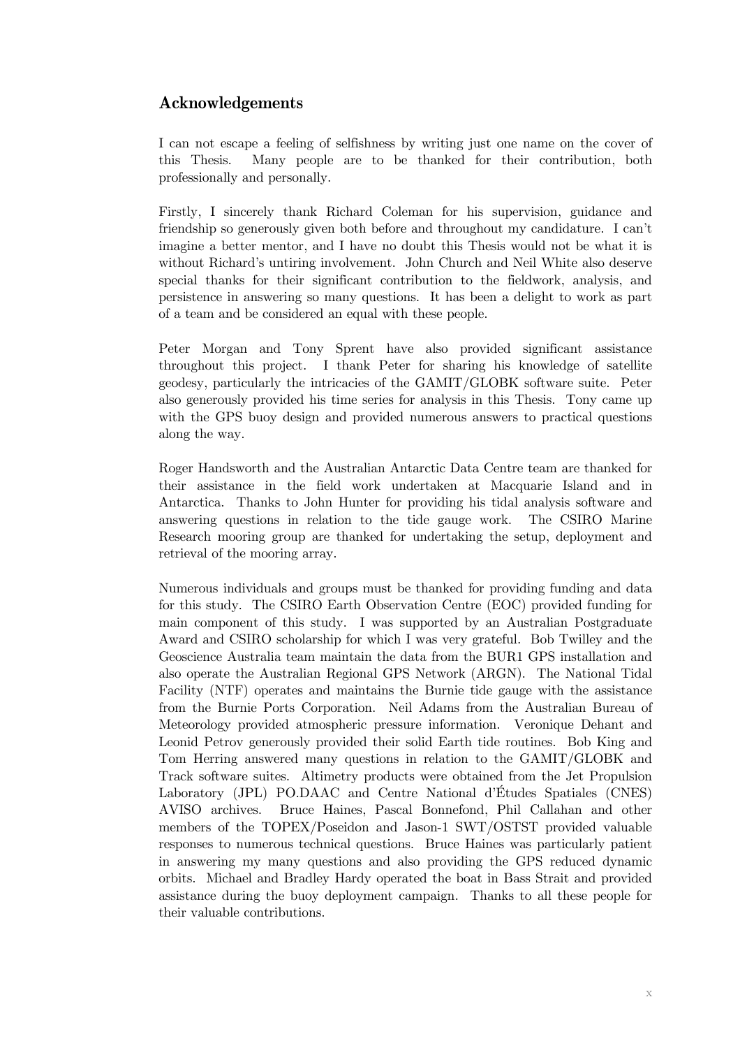## Acknowledgements

I can not escape a feeling of selfishness by writing just one name on the cover of this Thesis. Many people are to be thanked for their contribution, both professionally and personally.

Firstly, I sincerely thank Richard Coleman for his supervision, guidance and friendship so generously given both before and throughout my candidature. I can't imagine a better mentor, and I have no doubt this Thesis would not be what it is without Richard's untiring involvement. John Church and Neil White also deserve special thanks for their significant contribution to the fieldwork, analysis, and persistence in answering so many questions. It has been a delight to work as part of a team and be considered an equal with these people.

Peter Morgan and Tony Sprent have also provided significant assistance throughout this project. I thank Peter for sharing his knowledge of satellite geodesy, particularly the intricacies of the GAMIT/GLOBK software suite. Peter also generously provided his time series for analysis in this Thesis. Tony came up with the GPS buoy design and provided numerous answers to practical questions along the way.

Roger Handsworth and the Australian Antarctic Data Centre team are thanked for their assistance in the field work undertaken at Macquarie Island and in Antarctica. Thanks to John Hunter for providing his tidal analysis software and answering questions in relation to the tide gauge work. The CSIRO Marine Research mooring group are thanked for undertaking the setup, deployment and retrieval of the mooring array.

Numerous individuals and groups must be thanked for providing funding and data for this study. The CSIRO Earth Observation Centre (EOC) provided funding for main component of this study. I was supported by an Australian Postgraduate Award and CSIRO scholarship for which I was very grateful. Bob Twilley and the Geoscience Australia team maintain the data from the BUR1 GPS installation and also operate the Australian Regional GPS Network (ARGN). The National Tidal Facility (NTF) operates and maintains the Burnie tide gauge with the assistance from the Burnie Ports Corporation. Neil Adams from the Australian Bureau of Meteorology provided atmospheric pressure information. Veronique Dehant and Leonid Petrov generously provided their solid Earth tide routines. Bob King and Tom Herring answered many questions in relation to the GAMIT/GLOBK and Track software suites. Altimetry products were obtained from the Jet Propulsion Laboratory (JPL) PO.DAAC and Centre National d'Études Spatiales (CNES) AVISO archives. Bruce Haines, Pascal Bonnefond, Phil Callahan and other members of the TOPEX/Poseidon and Jason-1 SWT/OSTST provided valuable responses to numerous technical questions. Bruce Haines was particularly patient in answering my many questions and also providing the GPS reduced dynamic orbits. Michael and Bradley Hardy operated the boat in Bass Strait and provided assistance during the buoy deployment campaign. Thanks to all these people for their valuable contributions.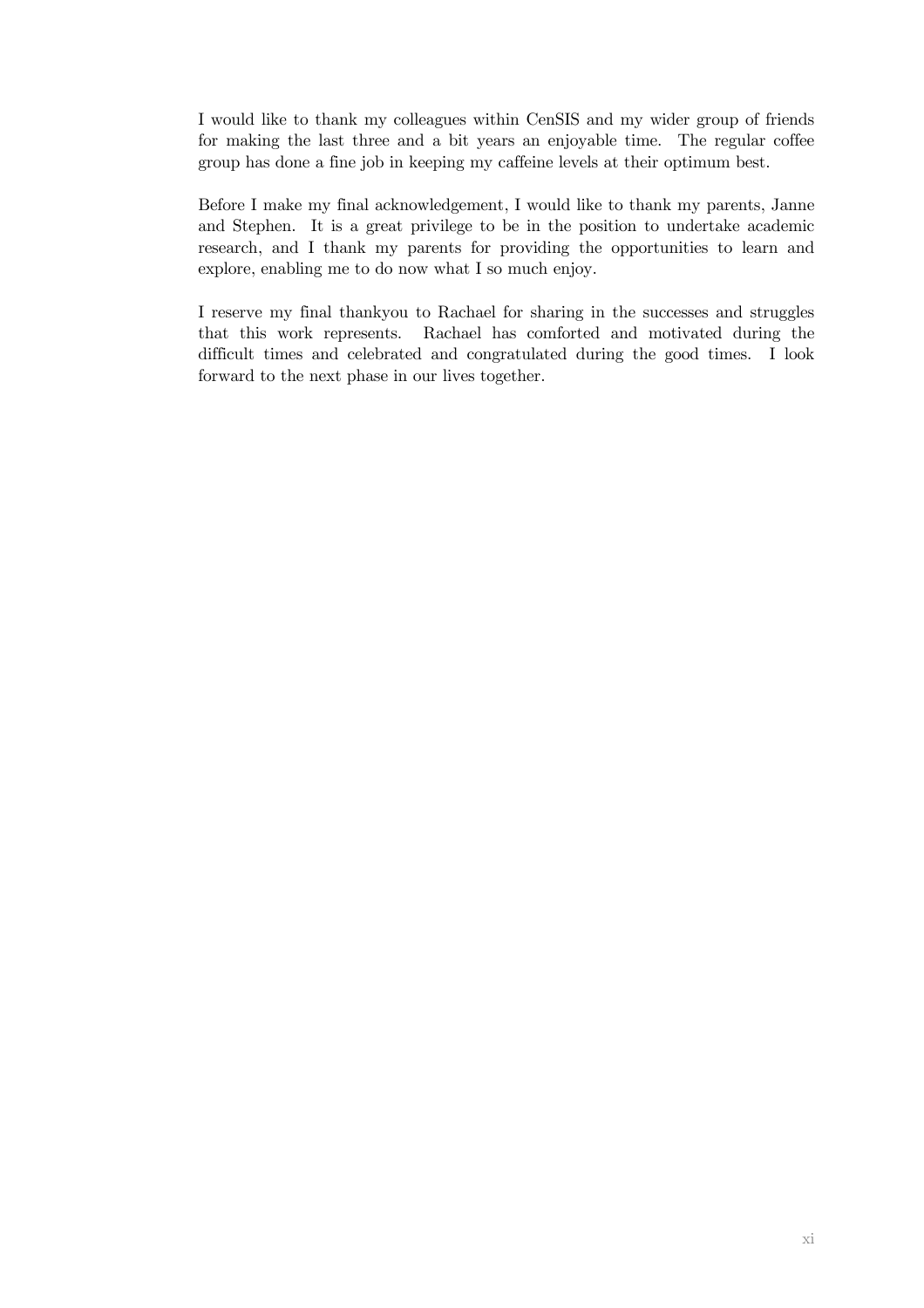I would like to thank my colleagues within CenSIS and my wider group of friends for making the last three and a bit years an enjoyable time. The regular coffee group has done a fine job in keeping my caffeine levels at their optimum best.

Before I make my final acknowledgement, I would like to thank my parents, Janne and Stephen. It is a great privilege to be in the position to undertake academic research, and I thank my parents for providing the opportunities to learn and explore, enabling me to do now what I so much enjoy.

I reserve my final thankyou to Rachael for sharing in the successes and struggles that this work represents. Rachael has comforted and motivated during the difficult times and celebrated and congratulated during the good times. I look forward to the next phase in our lives together.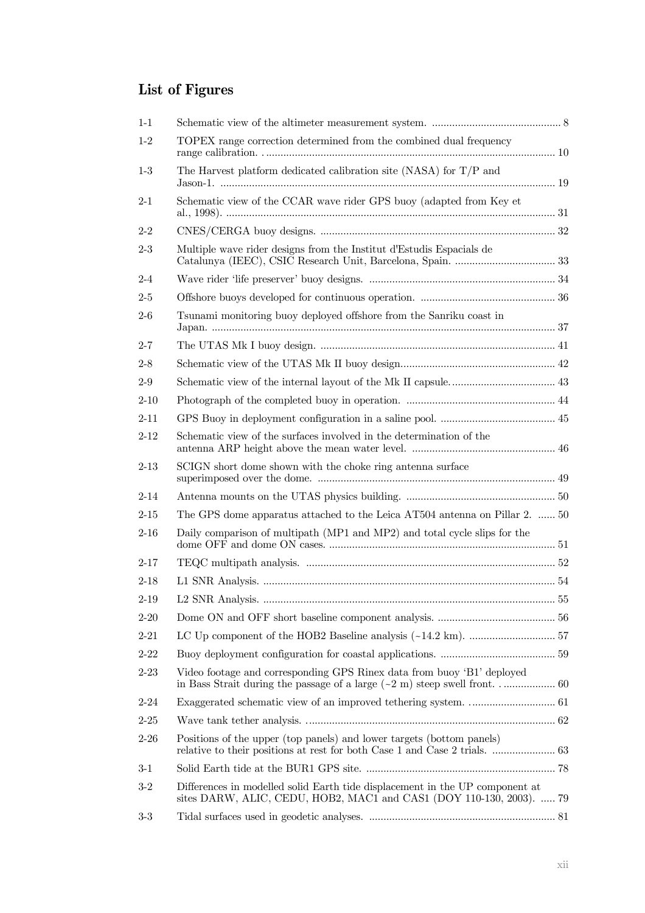# List of Figures

| | | |
|---|---|---|
| 1-1 | Schematic view of the altimeter measurement system. | 8 |
| 1-2 | TOPEX range correction determined from the combined dual frequency range calibration. | 10 |
| 1-3 | The Harvest platform dedicated calibration site (NASA) for T/P and Jason-1. | 19 |
| 2-1 | Schematic view of the CCAR wave rider GPS buoy (adapted from Key et al., 1998). | 31 |
| 2-2 | CNES/CERGA buoy designs. | 32 |
| 2-3 | Multiple wave rider designs from the Institut d'Estudis Espacials de Catalunya (IEEC), CSIC Research Unit, Barcelona, Spain. | 33 |
| 2-4 | Wave rider 'life preserver' buoy designs. | 34 |
| 2-5 | Offshore buoys developed for continuous operation. | 36 |
| 2-6 | Tsunami monitoring buoy deployed offshore from the Sanriku coast in Japan. | 37 |
| 2-7 | The UTAS Mk I buoy design. | 41 |
| 2-8 | Schematic view of the UTAS Mk II buoy design. | 42 |
| 2-9 | Schematic view of the internal layout of the Mk II capsule. | 43 |
| 2-10 | Photograph of the completed buoy in operation. | 44 |
| 2-11 | GPS Buoy in deployment configuration in a saline pool. | 45 |
| 2-12 | Schematic view of the surfaces involved in the determination of the antenna ARP height above the mean water level. | 46 |
| 2-13 | SCIGN short dome shown with the choke ring antenna surface superimposed over the dome. | 49 |
| 2-14 | Antenna mounts on the UTAS physics building. | 50 |
| 2-15 | The GPS dome apparatus attached to the Leica AT504 antenna on Pillar 2. | 50 |
| 2-16 | Daily comparison of multipath (MP1 and MP2) and total cycle slips for the dome OFF and dome ON cases. | 51 |
| 2-17 | TEQC multipath analysis. | 52 |
| 2-18 | L1 SNR Analysis. | 54 |
| 2-19 | L2 SNR Analysis. | 55 |
| 2-20 | Dome ON and OFF short baseline component analysis. | 56 |
| 2-21 | LC Up component of the HOB2 Baseline analysis (~14.2 km). | 57 |
| 2-22 | Buoy deployment configuration for coastal applications. | 59 |
| 2-23 | Video footage and corresponding GPS Rinex data from buoy 'B1' deployed in Bass Strait during the passage of a large (~2 m) steep swell front. | 60 |
| 2-24 | Exaggerated schematic view of an improved tethering system. | 61 |
| 2-25 | Wave tank tether analysis. | 62 |
| 2-26 | Positions of the upper (top panels) and lower targets (bottom panels) relative to their positions at rest for both Case 1 and Case 2 trials. | 63 |
| 3-1 | Solid Earth tide at the BUR1 GPS site. | 78 |
| 3-2 | Differences in modelled solid Earth tide displacement in the UP component at sites DARW, ALIC, CEDU, HOB2, MAC1 and CAS1 (DOY 110-130, 2003). | 79 |
| 3-3 | Tidal surfaces used in geodetic analyses. | 81 |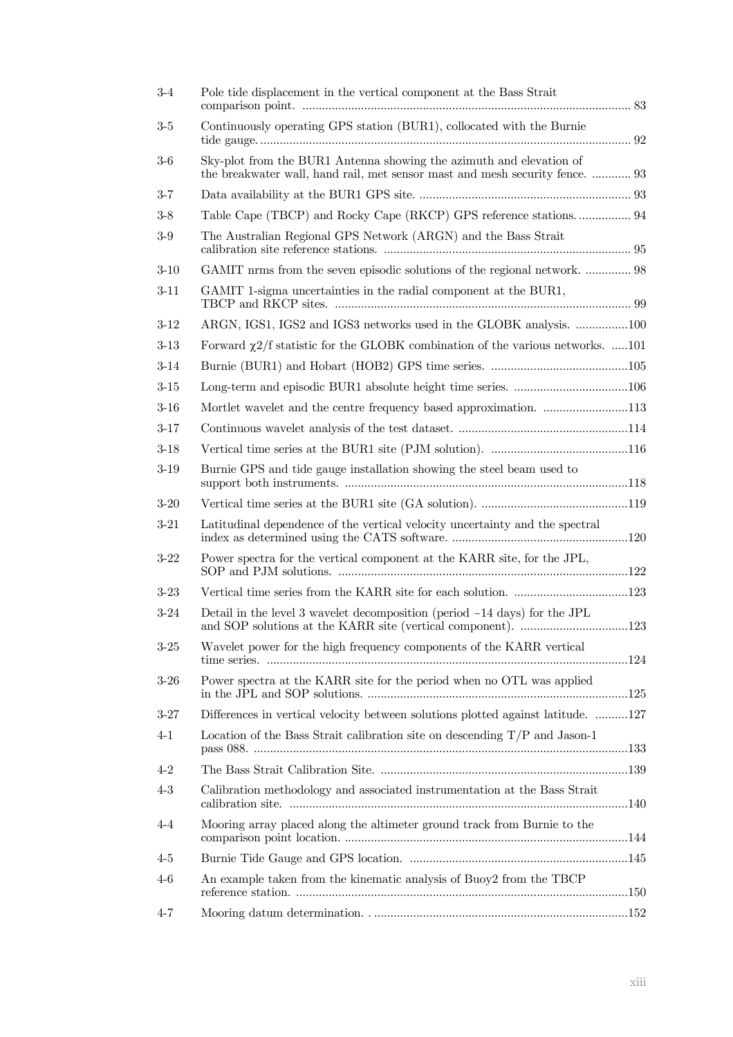| | | |
|---|---|---|
| 3-4 | Pole tide displacement in the vertical component at the Bass Strait comparison point. | 83 |
| 3-5 | Continuously operating GPS station (BUR1), collocated with the Burnie tide gauge. | 92 |
| 3-6 | Sky-plot from the BUR1 Antenna showing the azimuth and elevation of the breakwater wall, hand rail, met sensor mast and mesh security fence. | 93 |
| 3-7 | Data availability at the BUR1 GPS site. | 93 |
| 3-8 | Table Cape (TBCP) and Rocky Cape (RKCP) GPS reference stations. | 94 |
| 3-9 | The Australian Regional GPS Network (ARGN) and the Bass Strait calibration site reference stations. | 95 |
| 3-10 | GAMIT nrms from the seven episodic solutions of the regional network. | 98 |
| 3-11 | GAMIT 1-sigma uncertainties in the radial component at the BUR1, TBCP and RKCP sites. | 99 |
| 3-12 | ARGN, IGS1, IGS2 and IGS3 networks used in the GLOBK analysis. | 100 |
| 3-13 | Forward $\chi 2/f$ statistic for the GLOBK combination of the various networks. | 101 |
| 3-14 | Burnie (BUR1) and Hobart (HOB2) GPS time series. | 105 |
| 3-15 | Long-term and episodic BUR1 absolute height time series. | 106 |
| 3-16 | Mortlet wavelet and the centre frequency based approximation. | 113 |
| 3-17 | Continuous wavelet analysis of the test dataset. | 114 |
| 3-18 | Vertical time series at the BUR1 site (PJM solution). | 116 |
| 3-19 | Burnie GPS and tide gauge installation showing the steel beam used to support both instruments. | 118 |
| 3-20 | Vertical time series at the BUR1 site (GA solution). | 119 |
| 3-21 | Latitudinal dependence of the vertical velocity uncertainty and the spectral index as determined using the CATS software. | 120 |
| 3-22 | Power spectra for the vertical component at the KARR site, for the JPL, SOP and PJM solutions. | 122 |
| 3-23 | Vertical time series from the KARR site for each solution. | 123 |
| 3-24 | Detail in the level 3 wavelet decomposition (period ~14 days) for the JPL and SOP solutions at the KARR site (vertical component). | 123 |
| 3-25 | Wavelet power for the high frequency components of the KARR vertical time series. | 124 |
| 3-26 | Power spectra at the KARR site for the period when no OTL was applied in the JPL and SOP solutions. | 125 |
| 3-27 | Differences in vertical velocity between solutions plotted against latitude. | 127 |
| 4-1 | Location of the Bass Strait calibration site on descending T/P and Jason-1 pass 088. | 133 |
| 4-2 | The Bass Strait Calibration Site. | 139 |
| 4-3 | Calibration methodology and associated instrumentation at the Bass Strait calibration site. | 140 |
| 4-4 | Mooring array placed along the altimeter ground track from Burnie to the comparison point location. | 144 |
| 4-5 | Burnie Tide Gauge and GPS location. | 145 |
| 4-6 | An example taken from the kinematic analysis of Buoy2 from the TBCP reference station. | 150 |
| 4-7 | Mooring datum determination. . | 152 |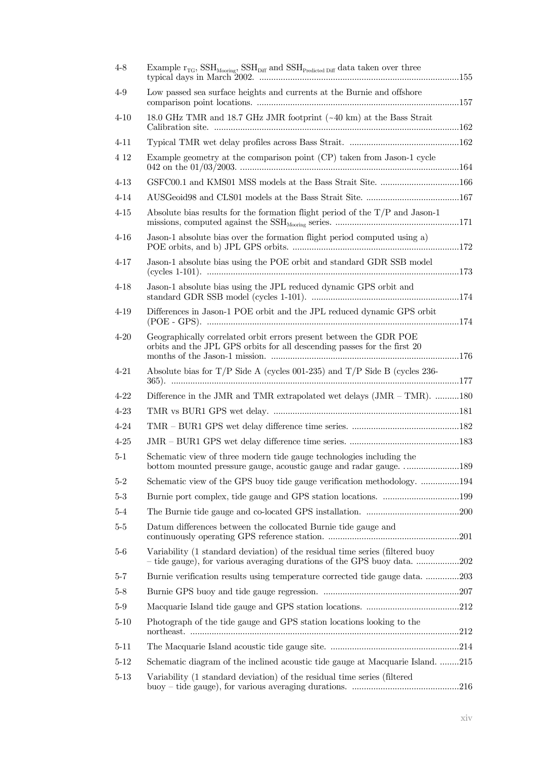| | | |
|---|---|---|
| 4-8 | Example $r_{TG}$, $SSH_{Mooring}$, $SSH_{Diff}$ and $SSH_{Predicted\ Diff}$ data taken over three typical days in March 2002. | 155 |
| 4-9 | Low passed sea surface heights and currents at the Burnie and offshore comparison point locations. | 157 |
| 4-10 | 18.0 GHz TMR and 18.7 GHz JMR footprint (~40 km) at the Bass Strait Calibration site. | 162 |
| 4-11 | Typical TMR wet delay profiles across Bass Strait. | 162 |
| 4 12 | Example geometry at the comparison point (CP) taken from Jason-1 cycle 042 on the 01/03/2003. | 164 |
| 4-13 | GSFC00.1 and KMS01 MSS models at the Bass Strait Site. | 166 |
| 4-14 | AUSGeoid98 and CLS01 models at the Bass Strait Site. | 167 |
| 4-15 | Absolute bias results for the formation flight period of the T/P and Jason-1 missions, computed against the $SSH_{Mooring}$ series. | 171 |
| 4-16 | Jason-1 absolute bias over the formation flight period computed using a) POE orbits, and b) JPL GPS orbits. | 172 |
| 4-17 | Jason-1 absolute bias using the POE orbit and standard GDR SSB model (cycles 1-101). | 173 |
| 4-18 | Jason-1 absolute bias using the JPL reduced dynamic GPS orbit and standard GDR SSB model (cycles 1-101). | 174 |
| 4-19 | Differences in Jason-1 POE orbit and the JPL reduced dynamic GPS orbit (POE - GPS). | 174 |
| 4-20 | Geographically correlated orbit errors present between the GDR POE orbits and the JPL GPS orbits for all descending passes for the first 20 months of the Jason-1 mission. | 176 |
| 4-21 | Absolute bias for T/P Side A (cycles 001-235) and T/P Side B (cycles 236-365). | 177 |
| 4-22 | Difference in the JMR and TMR extrapolated wet delays (JMR – TMR). | 180 |
| 4-23 | TMR vs BUR1 GPS wet delay. | 181 |
| 4-24 | TMR – BUR1 GPS wet delay difference time series. | 182 |
| 4-25 | JMR – BUR1 GPS wet delay difference time series. | 183 |
| 5-1 | Schematic view of three modern tide gauge technologies including the bottom mounted pressure gauge, acoustic gauge and radar gauge. | 189 |
| 5-2 | Schematic view of the GPS buoy tide gauge verification methodology. | 194 |
| 5-3 | Burnie port complex, tide gauge and GPS station locations. | 199 |
| 5-4 | The Burnie tide gauge and co-located GPS installation. | 200 |
| 5-5 | Datum differences between the collocated Burnie tide gauge and continuously operating GPS reference station. | 201 |
| 5-6 | Variability (1 standard deviation) of the residual time series (filtered buoy – tide gauge), for various averaging durations of the GPS buoy data. | 202 |
| 5-7 | Burnie verification results using temperature corrected tide gauge data. | 203 |
| 5-8 | Burnie GPS buoy and tide gauge regression. | 207 |
| 5-9 | Macquarie Island tide gauge and GPS station locations. | 212 |
| 5-10 | Photograph of the tide gauge and GPS station locations looking to the northeast. | 212 |
| 5-11 | The Macquarie Island acoustic tide gauge site. | 214 |
| 5-12 | Schematic diagram of the inclined acoustic tide gauge at Macquarie Island. | 215 |
| 5-13 | Variability (1 standard deviation) of the residual time series (filtered buoy – tide gauge), for various averaging durations. | 216 |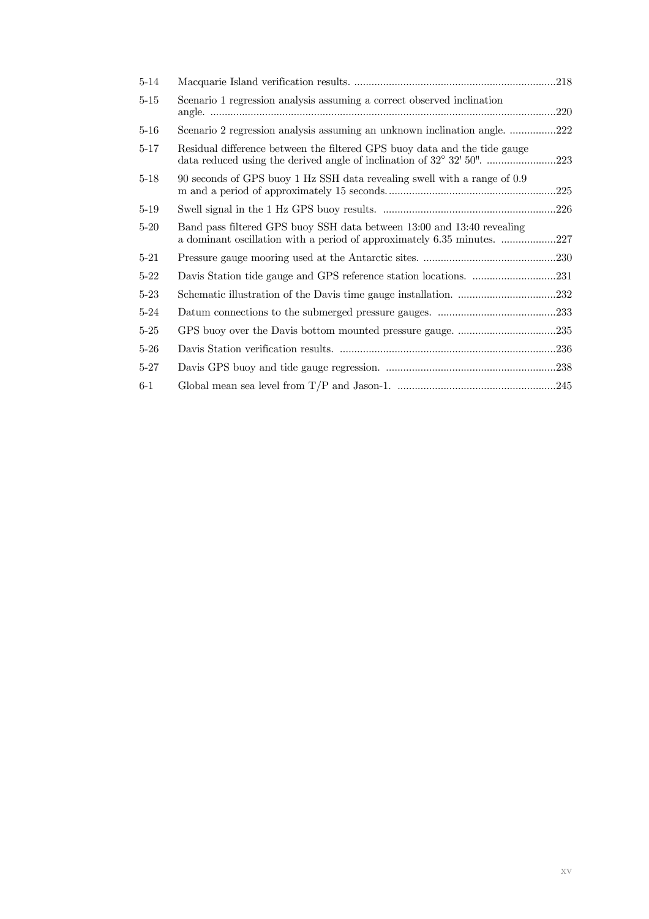| | | |
|---|---|---|
| 5-14 | Macquarie Island verification results. | 218 |
| 5-15 | Scenario 1 regression analysis assuming a correct observed inclination angle. | 220 |
| 5-16 | Scenario 2 regression analysis assuming an unknown inclination angle. | 222 |
| 5-17 | Residual difference between the filtered GPS buoy data and the tide gauge data reduced using the derived angle of inclination of 32° 32' 50". | 223 |
| 5-18 | 90 seconds of GPS buoy 1 Hz SSH data revealing swell with a range of 0.9 m and a period of approximately 15 seconds. | 225 |
| 5-19 | Swell signal in the 1 Hz GPS buoy results. | 226 |
| 5-20 | Band pass filtered GPS buoy SSH data between 13:00 and 13:40 revealing a dominant oscillation with a period of approximately 6.35 minutes. | 227 |
| 5-21 | Pressure gauge mooring used at the Antarctic sites. | 230 |
| 5-22 | Davis Station tide gauge and GPS reference station locations. | 231 |
| 5-23 | Schematic illustration of the Davis time gauge installation. | 232 |
| 5-24 | Datum connections to the submerged pressure gauges. | 233 |
| 5-25 | GPS buoy over the Davis bottom mounted pressure gauge. | 235 |
| 5-26 | Davis Station verification results. | 236 |
| 5-27 | Davis GPS buoy and tide gauge regression. | 238 |
| 6-1 | Global mean sea level from T/P and Jason-1. | 245 |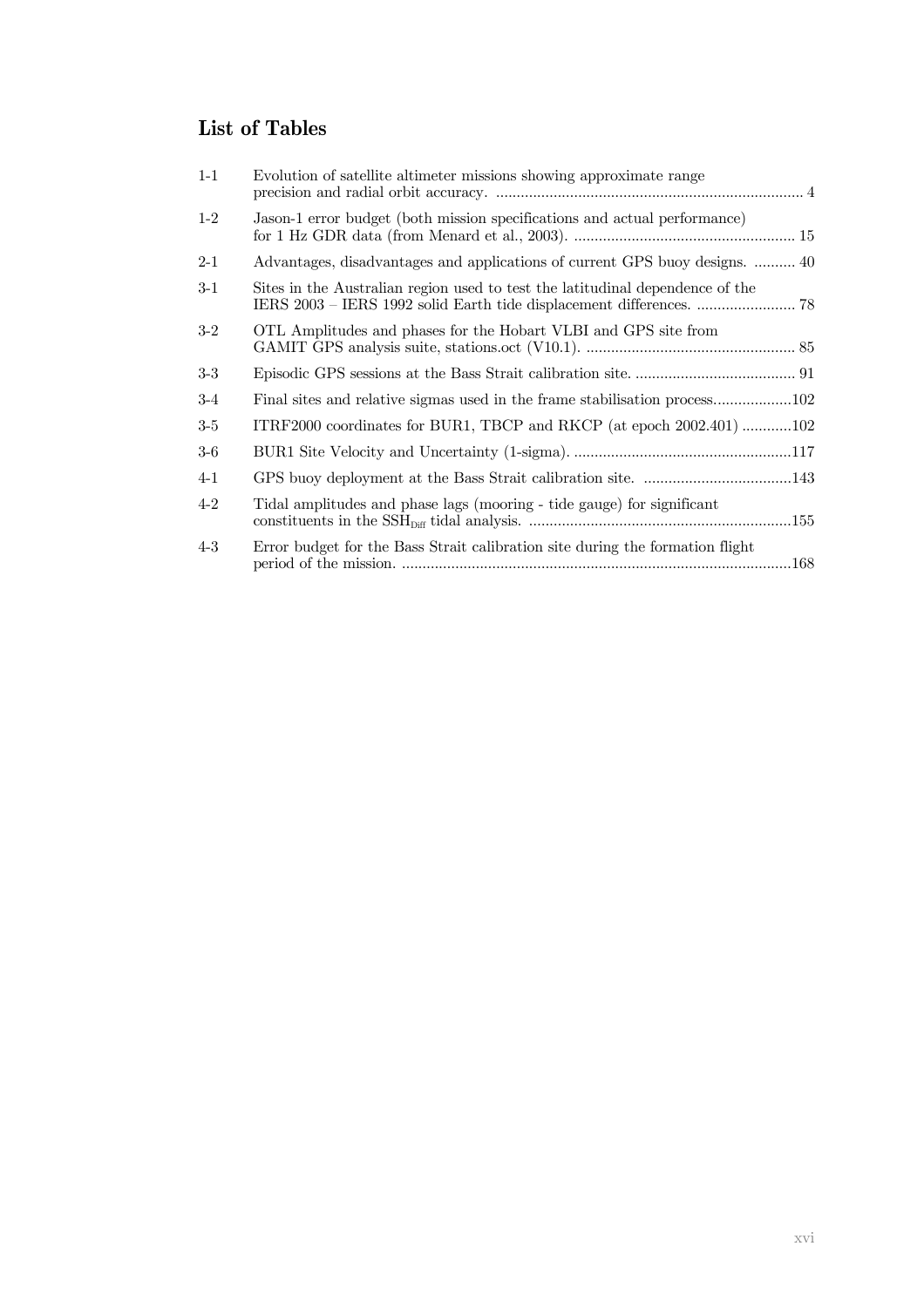## List of Tables

| | | |
|---|---|---|
| 1-1 | Evolution of satellite altimeter missions showing approximate range precision and radial orbit accuracy. | 4 |
| 1-2 | Jason-1 error budget (both mission specifications and actual performance) for 1 Hz GDR data (from Menard et al., 2003). | 15 |
| 2-1 | Advantages, disadvantages and applications of current GPS buoy designs. | 40 |
| 3-1 | Sites in the Australian region used to test the latitudinal dependence of the IERS 2003 – IERS 1992 solid Earth tide displacement differences. | 78 |
| 3-2 | OTL Amplitudes and phases for the Hobart VLBI and GPS site from GAMIT GPS analysis suite, stations.oct (V10.1). | 85 |
| 3-3 | Episodic GPS sessions at the Bass Strait calibration site. | 91 |
| 3-4 | Final sites and relative sigmas used in the frame stabilisation process. | 102 |
| 3-5 | ITRF2000 coordinates for BUR1, TBCP and RKCP (at epoch 2002.401) | 102 |
| 3-6 | BUR1 Site Velocity and Uncertainty (1-sigma). | 117 |
| 4-1 | GPS buoy deployment at the Bass Strait calibration site. | 143 |
| 4-2 | Tidal amplitudes and phase lags (mooring - tide gauge) for significant constituents in the $SSH_{Diff}$ tidal analysis. | 155 |
| 4-3 | Error budget for the Bass Strait calibration site during the formation flight period of the mission. | 168 |